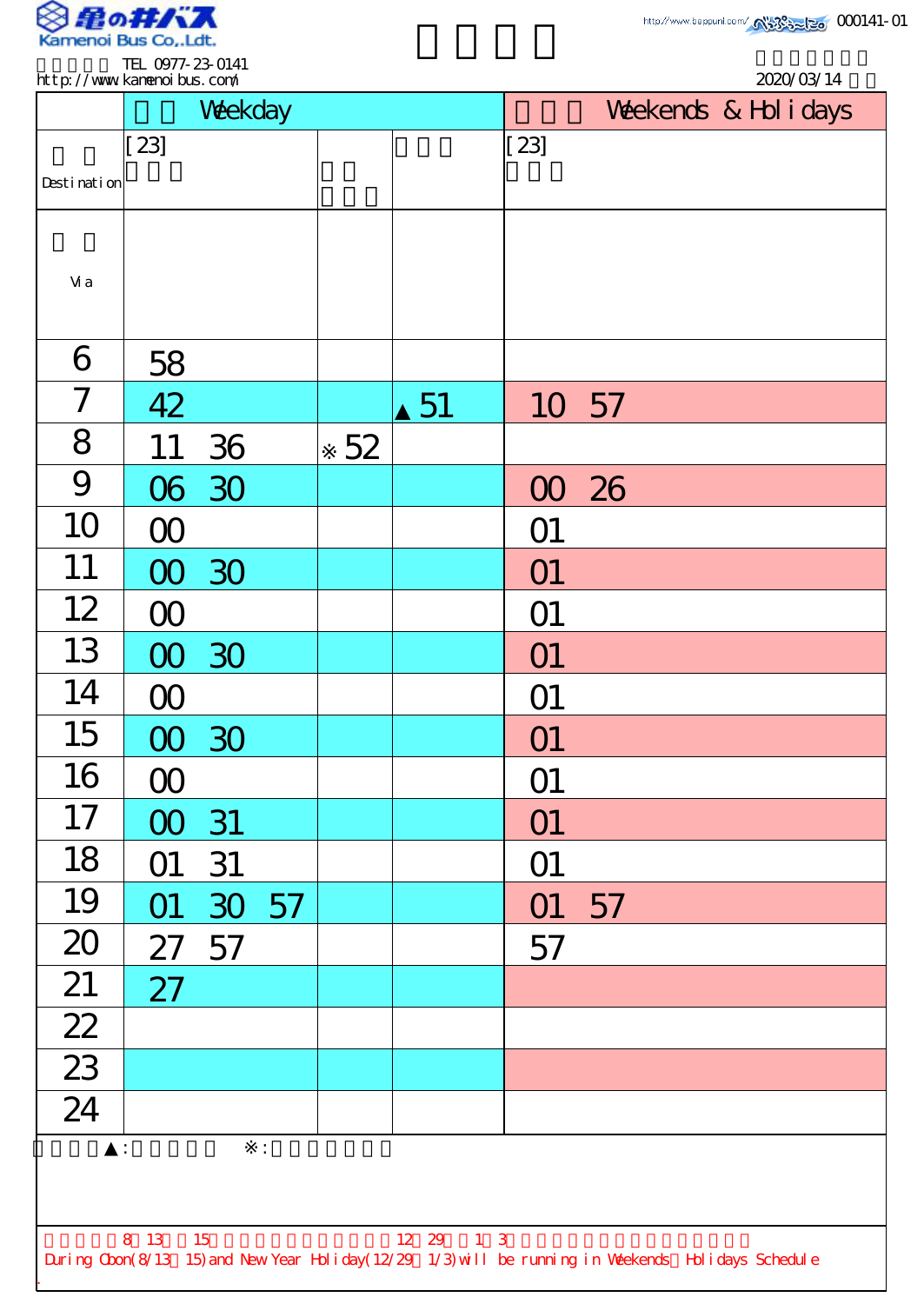Kamenoi Bus Co,.Ldt.

TEL 0977-23-0141
http://www.kamenoibus.com/

000141-01

2020/03/14

| | Weekday | | | Weekends & Holidays |
|---|---|---|---|---|
| Destination | [23] | | | [23] |
| Via | | | | |
| 6 | 58 | | | |
| 7 | 42 | | ▲51 | 10 57 |
| 8 | 11 36 | ※52 | | |
| 9 | 06 30 | | | 00 26 |
| 10 | 00 | | | 01 |
| 11 | 00 30 | | | 01 |
| 12 | 00 | | | 01 |
| 13 | 00 30 | | | 01 |
| 14 | 00 | | | 01 |
| 15 | 00 30 | | | 01 |
| 16 | 00 | | | 01 |
| 17 | 00 31 | | | 01 |
| 18 | 01 31 | | | 01 |
| 19 | 01 30 57 | | | 01 57 |
| 20 | 27 57 | | | 57 |
| 21 | 27 | | | |
| 22 | | | | |
| 23 | | | | |
| 24 | | | | |

▲:　※:

8 13 15 12 29 1 3
During Obon(8/13～15) and New Year Holiday(12/29～1/3) will be running in Weekends・Holidays Schedule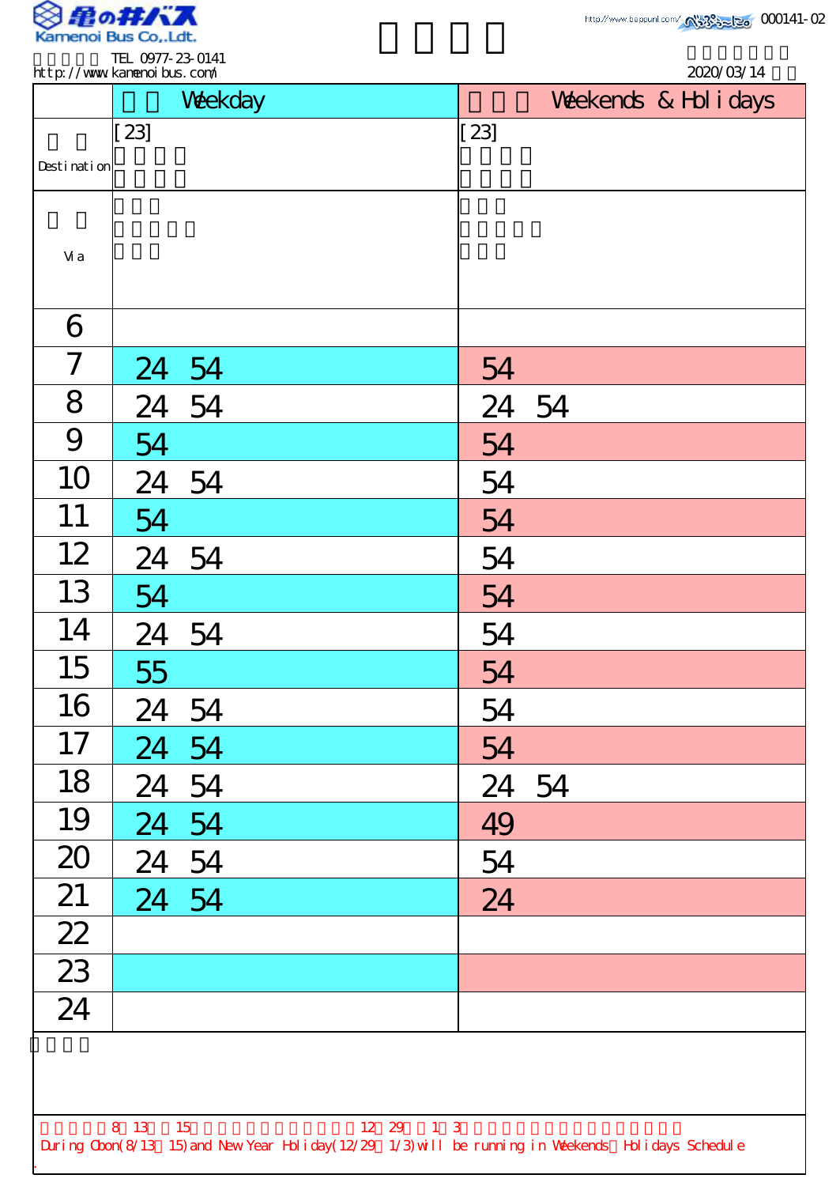Kamenoi Bus Co.,Ldt.

TEL 0977-23-0141
http://www.kamenoibus.com/

http://www.beppunl.com/ 000141-02

2020/03/14

| | Weekday | Weekends & Holidays |
|---|---|---|
| Destination | [23] | [23] |
| Via | | |
| 6 | | |
| 7 | 24 54 | 54 |
| 8 | 24 54 | 24 54 |
| 9 | 54 | 54 |
| 10 | 24 54 | 54 |
| 11 | 54 | 54 |
| 12 | 24 54 | 54 |
| 13 | 54 | 54 |
| 14 | 24 54 | 54 |
| 15 | 55 | 54 |
| 16 | 24 54 | 54 |
| 17 | 24 54 | 54 |
| 18 | 24 54 | 24 54 |
| 19 | 24 54 | 49 |
| 20 | 24 54 | 54 |
| 21 | 24 54 | 24 |
| 22 | | |
| 23 | | |
| 24 | | |

8 13 15 12 29 1 3

During Obon(8/13 15) and New Year Holiday(12/29 1/3) will be running in Weekends Holidays Schedule